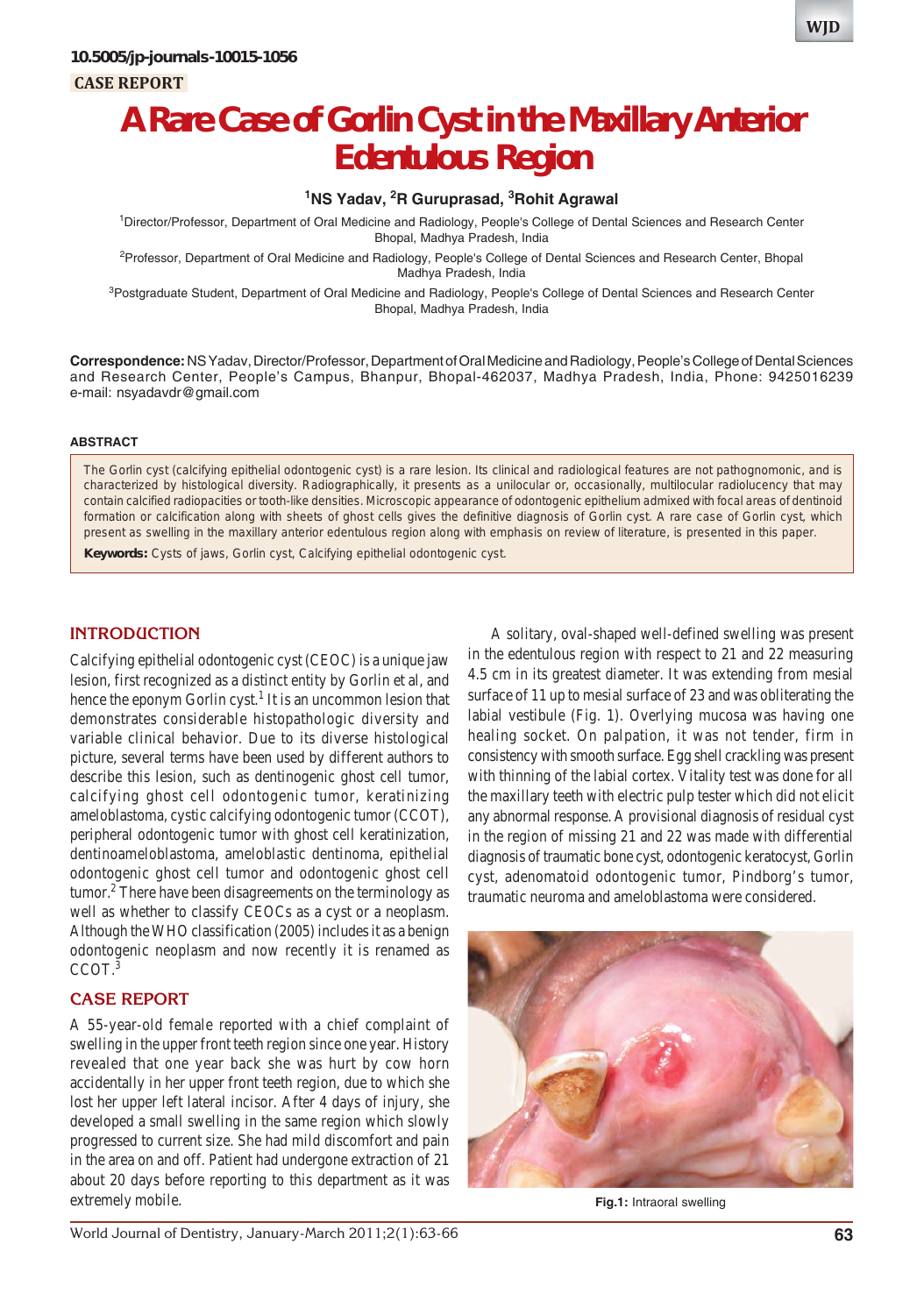10.5005/jp-journals-10015-1056

CASE REPORT

# A Rare Case of Gorlin Cyst in the Maxillary Anterior Edentulous Region

**[1]NS Yadav, [2]R Guruprasad, [3]Rohit Agrawal**

[1]Director/Professor, Department of Oral Medicine and Radiology, People's College of Dental Sciences and Research Center Bhopal, Madhya Pradesh, India

[2]Professor, Department of Oral Medicine and Radiology, People's College of Dental Sciences and Research Center, Bhopal Madhya Pradesh, India

[3]Postgraduate Student, Department of Oral Medicine and Radiology, People's College of Dental Sciences and Research Center Bhopal, Madhya Pradesh, India

**Correspondence:** NS Yadav, Director/Professor, Department of Oral Medicine and Radiology, People's College of Dental Sciences and Research Center, People's Campus, Bhanpur, Bhopal-462037, Madhya Pradesh, India, Phone: 9425016239 e-mail: nsyadavdr@gmail.com

### ABSTRACT

The Gorlin cyst (calcifying epithelial odontogenic cyst) is a rare lesion. Its clinical and radiological features are not pathognomonic, and is characterized by histological diversity. Radiographically, it presents as a unilocular or, occasionally, multilocular radiolucency that may contain calcified radiopacities or tooth-like densities. Microscopic appearance of odontogenic epithelium admixed with focal areas of dentinoid formation or calcification along with sheets of ghost cells gives the definitive diagnosis of Gorlin cyst. A rare case of Gorlin cyst, which present as swelling in the maxillary anterior edentulous region along with emphasis on review of literature, is presented in this paper.

**Keywords:** Cysts of jaws, Gorlin cyst, Calcifying epithelial odontogenic cyst.

## INTRODUCTION

Calcifying epithelial odontogenic cyst (CEOC) is a unique jaw lesion, first recognized as a distinct entity by Gorlin et al, and hence the eponym Gorlin cyst.[1] It is an uncommon lesion that demonstrates considerable histopathologic diversity and variable clinical behavior. Due to its diverse histological picture, several terms have been used by different authors to describe this lesion, such as dentinogenic ghost cell tumor, calcifying ghost cell odontogenic tumor, keratinizing ameloblastoma, cystic calcifying odontogenic tumor (CCOT), peripheral odontogenic tumor with ghost cell keratinization, dentinoameloblastoma, ameloblastic dentinoma, epithelial odontogenic ghost cell tumor and odontogenic ghost cell tumor.[2] There have been disagreements on the terminology as well as whether to classify CEOCs as a cyst or a neoplasm. Although the WHO classification (2005) includes it as a benign odontogenic neoplasm and now recently it is renamed as CCOT.[3]

## CASE REPORT

A 55-year-old female reported with a chief complaint of swelling in the upper front teeth region since one year. History revealed that one year back she was hurt by cow horn accidentally in her upper front teeth region, due to which she lost her upper left lateral incisor. After 4 days of injury, she developed a small swelling in the same region which slowly progressed to current size. She had mild discomfort and pain in the area on and off. Patient had undergone extraction of 21 about 20 days before reporting to this department as it was extremely mobile.

A solitary, oval-shaped well-defined swelling was present in the edentulous region with respect to 21 and 22 measuring 4.5 cm in its greatest diameter. It was extending from mesial surface of 11 up to mesial surface of 23 and was obliterating the labial vestibule (Fig. 1). Overlying mucosa was having one healing socket. On palpation, it was not tender, firm in consistency with smooth surface. Egg shell crackling was present with thinning of the labial cortex. Vitality test was done for all the maxillary teeth with electric pulp tester which did not elicit any abnormal response. A provisional diagnosis of residual cyst in the region of missing 21 and 22 was made with differential diagnosis of traumatic bone cyst, odontogenic keratocyst, Gorlin cyst, adenomatoid odontogenic tumor, Pindborg's tumor, traumatic neuroma and ameloblastoma were considered.

**Fig.1:** Intraoral swelling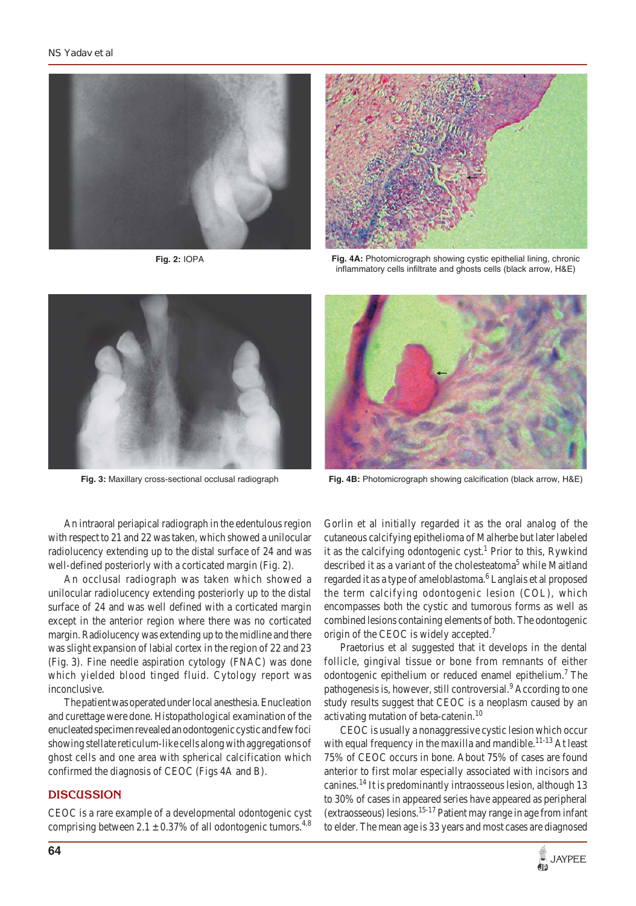Fig. 2: IOPA

Fig. 4A: Photomicrograph showing cystic epithelial lining, chronic inflammatory cells infiltrate and ghosts cells (black arrow, H&E)

Fig. 3: Maxillary cross-sectional occlusal radiograph

Fig. 4B: Photomicrograph showing calcification (black arrow, H&E)

An intraoral periapical radiograph in the edentulous region with respect to 21 and 22 was taken, which showed a unilocular radiolucency extending up to the distal surface of 24 and was well-defined posteriorly with a corticated margin (Fig. 2).

An occlusal radiograph was taken which showed a unilocular radiolucency extending posteriorly up to the distal surface of 24 and was well defined with a corticated margin except in the anterior region where there was no corticated margin. Radiolucency was extending up to the midline and there was slight expansion of labial cortex in the region of 22 and 23 (Fig. 3). Fine needle aspiration cytology (FNAC) was done which yielded blood tinged fluid. Cytology report was inconclusive.

The patient was operated under local anesthesia. Enucleation and curettage were done. Histopathological examination of the enucleated specimen revealed an odontogenic cystic and few foci showing stellate reticulum-like cells along with aggregations of ghost cells and one area with spherical calcification which confirmed the diagnosis of CEOC (Figs 4A and B).

## DISCUSSION

CEOC is a rare example of a developmental odontogenic cyst comprising between 2.1 ± 0.37% of all odontogenic tumors.[4,8] Gorlin et al initially regarded it as the oral analog of the cutaneous calcifying epithelioma of Malherbe but later labeled it as the calcifying odontogenic cyst.[1] Prior to this, Rywkind described it as a variant of the cholesteatoma[5] while Maitland regarded it as a type of ameloblastoma.[6] Langlais et al proposed the term calcifying odontogenic lesion (COL), which encompasses both the cystic and tumorous forms as well as combined lesions containing elements of both. The odontogenic origin of the CEOC is widely accepted.[7]

Praetorius et al suggested that it develops in the dental follicle, gingival tissue or bone from remnants of either odontogenic epithelium or reduced enamel epithelium.[7] The pathogenesis is, however, still controversial.[9] According to one study results suggest that CEOC is a neoplasm caused by an activating mutation of beta-catenin.[10]

CEOC is usually a nonaggressive cystic lesion which occur with equal frequency in the maxilla and mandible.[11-13] At least 75% of CEOC occurs in bone. About 75% of cases are found anterior to first molar especially associated with incisors and canines.[14] It is predominantly intraosseous lesion, although 13 to 30% of cases in appeared series have appeared as peripheral (extraosseous) lesions.[15-17] Patient may range in age from infant to elder. The mean age is 33 years and most cases are diagnosed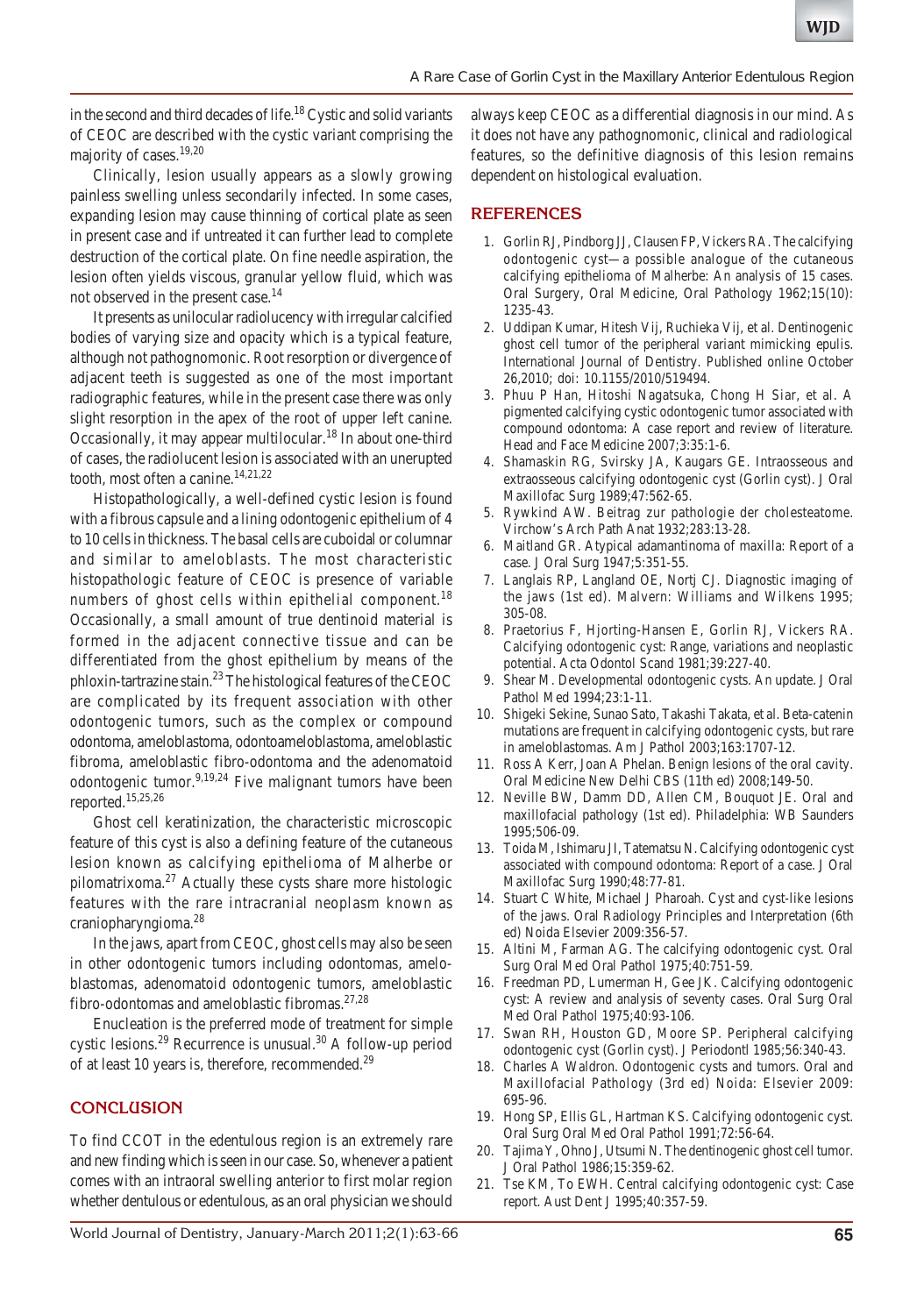in the second and third decades of life.[18] Cystic and solid variants of CEOC are described with the cystic variant comprising the majority of cases.[19,20]

Clinically, lesion usually appears as a slowly growing painless swelling unless secondarily infected. In some cases, expanding lesion may cause thinning of cortical plate as seen in present case and if untreated it can further lead to complete destruction of the cortical plate. On fine needle aspiration, the lesion often yields viscous, granular yellow fluid, which was not observed in the present case.[14]

It presents as unilocular radiolucency with irregular calcified bodies of varying size and opacity which is a typical feature, although not pathognomonic. Root resorption or divergence of adjacent teeth is suggested as one of the most important radiographic features, while in the present case there was only slight resorption in the apex of the root of upper left canine. Occasionally, it may appear multilocular.[18] In about one-third of cases, the radiolucent lesion is associated with an unerupted tooth, most often a canine.[14,21,22]

Histopathologically, a well-defined cystic lesion is found with a fibrous capsule and a lining odontogenic epithelium of 4 to 10 cells in thickness. The basal cells are cuboidal or columnar and similar to ameloblasts. The most characteristic histopathologic feature of CEOC is presence of variable numbers of ghost cells within epithelial component.[18] Occasionally, a small amount of true dentinoid material is formed in the adjacent connective tissue and can be differentiated from the ghost epithelium by means of the phloxin-tartrazine stain.[23] The histological features of the CEOC are complicated by its frequent association with other odontogenic tumors, such as the complex or compound odontoma, ameloblastoma, odontoameloblastoma, ameloblastic fibroma, ameloblastic fibro-odontoma and the adenomatoid odontogenic tumor.[9,19,24] Five malignant tumors have been reported.[15,25,26]

Ghost cell keratinization, the characteristic microscopic feature of this cyst is also a defining feature of the cutaneous lesion known as calcifying epithelioma of Malherbe or pilomatrixoma.[27] Actually these cysts share more histologic features with the rare intracranial neoplasm known as craniopharyngioma.[28]

In the jaws, apart from CEOC, ghost cells may also be seen in other odontogenic tumors including odontomas, ameloblastomas, adenomatoid odontogenic tumors, ameloblastic fibro-odontomas and ameloblastic fibromas.[27,28]

Enucleation is the preferred mode of treatment for simple cystic lesions.[29] Recurrence is unusual.[30] A follow-up period of at least 10 years is, therefore, recommended.[29]

## CONCLUSION

To find CCOT in the edentulous region is an extremely rare and new finding which is seen in our case. So, whenever a patient comes with an intraoral swelling anterior to first molar region whether dentulous or edentulous, as an oral physician we should always keep CEOC as a differential diagnosis in our mind. As it does not have any pathognomonic, clinical and radiological features, so the definitive diagnosis of this lesion remains dependent on histological evaluation.

## REFERENCES

1. Gorlin RJ, Pindborg JJ, Clausen FP, Vickers RA. The calcifying odontogenic cyst—a possible analogue of the cutaneous calcifying epithelioma of Malherbe: An analysis of 15 cases. Oral Surgery, Oral Medicine, Oral Pathology 1962;15(10): 1235-43.
2. Uddipan Kumar, Hitesh Vij, Ruchieka Vij, et al. Dentinogenic ghost cell tumor of the peripheral variant mimicking epulis. International Journal of Dentistry. Published online October 26,2010; doi: 10.1155/2010/519494.
3. Phuu P Han, Hitoshi Nagatsuka, Chong H Siar, et al. A pigmented calcifying cystic odontogenic tumor associated with compound odontoma: A case report and review of literature. Head and Face Medicine 2007;3:35:1-6.
4. Shamaskin RG, Svirsky JA, Kaugars GE. Intraosseous and extraosseous calcifying odontogenic cyst (Gorlin cyst). J Oral Maxillofac Surg 1989;47:562-65.
5. Rywkind AW. Beitrag zur pathologie der cholesteatome. Virchow's Arch Path Anat 1932;283:13-28.
6. Maitland GR. Atypical adamantinoma of maxilla: Report of a case. J Oral Surg 1947;5:351-55.
7. Langlais RP, Langland OE, Nortj CJ. Diagnostic imaging of the jaws (1st ed). Malvern: Williams and Wilkens 1995; 305-08.
8. Praetorius F, Hjorting-Hansen E, Gorlin RJ, Vickers RA. Calcifying odontogenic cyst: Range, variations and neoplastic potential. Acta Odontol Scand 1981;39:227-40.
9. Shear M. Developmental odontogenic cysts. An update. J Oral Pathol Med 1994;23:1-11.
10. Shigeki Sekine, Sunao Sato, Takashi Takata, et al. Beta-catenin mutations are frequent in calcifying odontogenic cysts, but rare in ameloblastomas. Am J Pathol 2003;163:1707-12.
11. Ross A Kerr, Joan A Phelan. Benign lesions of the oral cavity. Oral Medicine New Delhi CBS (11th ed) 2008;149-50.
12. Neville BW, Damm DD, Allen CM, Bouquot JE. Oral and maxillofacial pathology (1st ed). Philadelphia: WB Saunders 1995;506-09.
13. Toida M, Ishimaru JI, Tatematsu N. Calcifying odontogenic cyst associated with compound odontoma: Report of a case. J Oral Maxillofac Surg 1990;48:77-81.
14. Stuart C White, Michael J Pharoah. Cyst and cyst-like lesions of the jaws. Oral Radiology Principles and Interpretation (6th ed) Noida Elsevier 2009:356-57.
15. Altini M, Farman AG. The calcifying odontogenic cyst. Oral Surg Oral Med Oral Pathol 1975;40:751-59.
16. Freedman PD, Lumerman H, Gee JK. Calcifying odontogenic cyst: A review and analysis of seventy cases. Oral Surg Oral Med Oral Pathol 1975;40:93-106.
17. Swan RH, Houston GD, Moore SP. Peripheral calcifying odontogenic cyst (Gorlin cyst). J Periodontl 1985;56:340-43.
18. Charles A Waldron. Odontogenic cysts and tumors. Oral and Maxillofacial Pathology (3rd ed) Noida: Elsevier 2009: 695-96.
19. Hong SP, Ellis GL, Hartman KS. Calcifying odontogenic cyst. Oral Surg Oral Med Oral Pathol 1991;72:56-64.
20. Tajima Y, Ohno J, Utsumi N. The dentinogenic ghost cell tumor. J Oral Pathol 1986;15:359-62.
21. Tse KM, To EWH. Central calcifying odontogenic cyst: Case report. Aust Dent J 1995;40:357-59.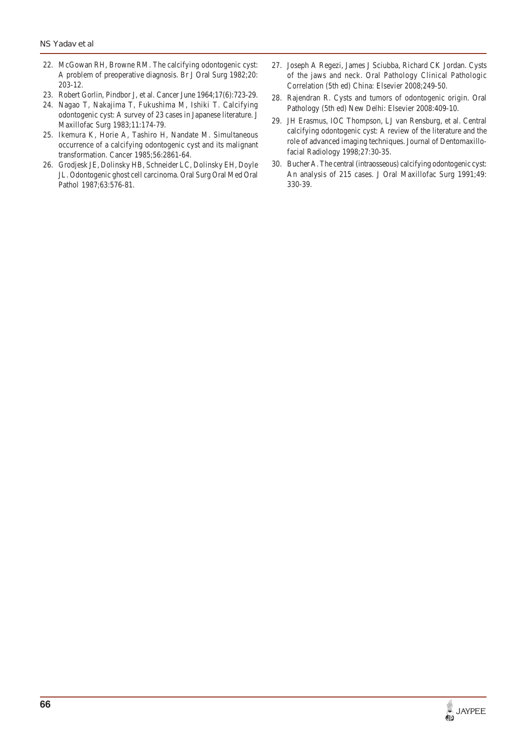22. McGowan RH, Browne RM. The calcifying odontogenic cyst: A problem of preoperative diagnosis. Br J Oral Surg 1982;20: 203-12.
23. Robert Gorlin, Pindbor J, et al. Cancer June 1964;17(6):723-29.
24. Nagao T, Nakajima T, Fukushima M, Ishiki T. Calcifying odontogenic cyst: A survey of 23 cases in Japanese literature. J Maxillofac Surg 1983;11:174-79.
25. Ikemura K, Horie A, Tashiro H, Nandate M. Simultaneous occurrence of a calcifying odontogenic cyst and its malignant transformation. Cancer 1985;56:2861-64.
26. Grodjesk JE, Dolinsky HB, Schneider LC, Dolinsky EH, Doyle JL. Odontogenic ghost cell carcinoma. Oral Surg Oral Med Oral Pathol 1987;63:576-81.
27. Joseph A Regezi, James J Sciubba, Richard CK Jordan. Cysts of the jaws and neck. Oral Pathology Clinical Pathologic Correlation (5th ed) China: Elsevier 2008;249-50.
28. Rajendran R. Cysts and tumors of odontogenic origin. Oral Pathology (5th ed) New Delhi: Elsevier 2008:409-10.
29. JH Erasmus, IOC Thompson, LJ van Rensburg, et al. Central calcifying odontogenic cyst: A review of the literature and the role of advanced imaging techniques. Journal of Dentomaxillofacial Radiology 1998;27:30-35.
30. Bucher A. The central (intraosseous) calcifying odontogenic cyst: An analysis of 215 cases. J Oral Maxillofac Surg 1991;49: 330-39.